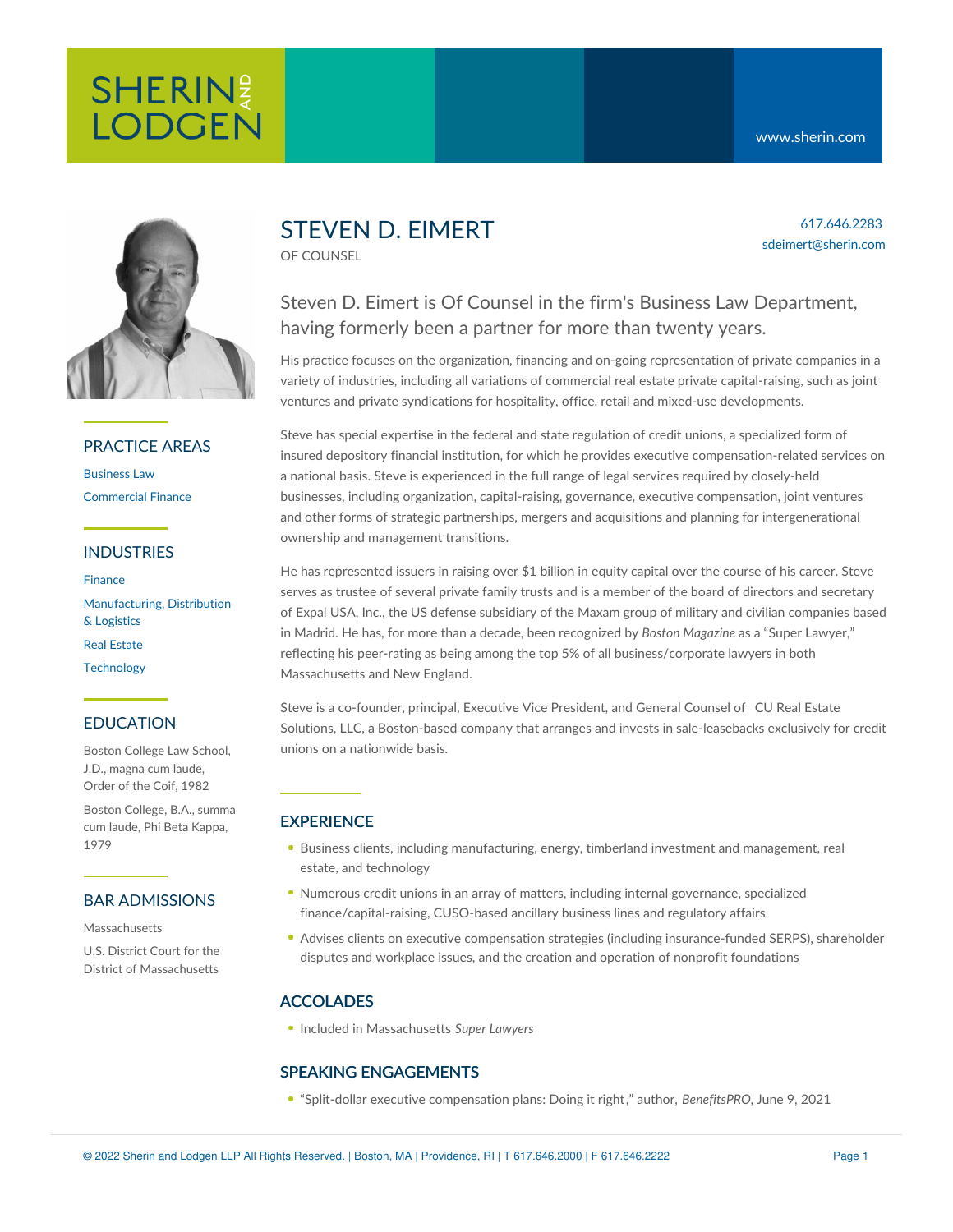SHERIN AND LODGEN

www.sherin.com

# STEVEN D. EIMERT

OF COUNSEL

617.646.2283
sdeimert@sherin.com

Steven D. Eimert is Of Counsel in the firm's Business Law Department, having formerly been a partner for more than twenty years.

His practice focuses on the organization, financing and on-going representation of private companies in a variety of industries, including all variations of commercial real estate private capital-raising, such as joint ventures and private syndications for hospitality, office, retail and mixed-use developments.

Steve has special expertise in the federal and state regulation of credit unions, a specialized form of insured depository financial institution, for which he provides executive compensation-related services on a national basis. Steve is experienced in the full range of legal services required by closely-held businesses, including organization, capital-raising, governance, executive compensation, joint ventures and other forms of strategic partnerships, mergers and acquisitions and planning for intergenerational ownership and management transitions.

He has represented issuers in raising over $1 billion in equity capital over the course of his career. Steve serves as trustee of several private family trusts and is a member of the board of directors and secretary of Expal USA, Inc., the US defense subsidiary of the Maxam group of military and civilian companies based in Madrid. He has, for more than a decade, been recognized by *Boston Magazine* as a “Super Lawyer,” reflecting his peer-rating as being among the top 5% of all business/corporate lawyers in both Massachusetts and New England.

Steve is a co-founder, principal, Executive Vice President, and General Counsel of CU Real Estate Solutions, LLC, a Boston-based company that arranges and invests in sale-leasebacks exclusively for credit unions on a nationwide basis.

## PRACTICE AREAS

Business Law

Commercial Finance

## INDUSTRIES

Finance

Manufacturing, Distribution & Logistics

Real Estate

Technology

## EDUCATION

Boston College Law School, J.D., magna cum laude, Order of the Coif, 1982

Boston College, B.A., summa cum laude, Phi Beta Kappa, 1979

## BAR ADMISSIONS

Massachusetts

U.S. District Court for the District of Massachusetts

## EXPERIENCE

- Business clients, including manufacturing, energy, timberland investment and management, real estate, and technology
- Numerous credit unions in an array of matters, including internal governance, specialized finance/capital-raising, CUSO-based ancillary business lines and regulatory affairs
- Advises clients on executive compensation strategies (including insurance-funded SERPS), shareholder disputes and workplace issues, and the creation and operation of nonprofit foundations

## ACCOLADES

- Included in Massachusetts *Super Lawyers*

## SPEAKING ENGAGEMENTS

- “Split-dollar executive compensation plans: Doing it right,” author, *BenefitsPRO*, June 9, 2021

© 2022 Sherin and Lodgen LLP All Rights Reserved. | Boston, MA | Providence, RI | T 617.646.2000 | F 617.646.2222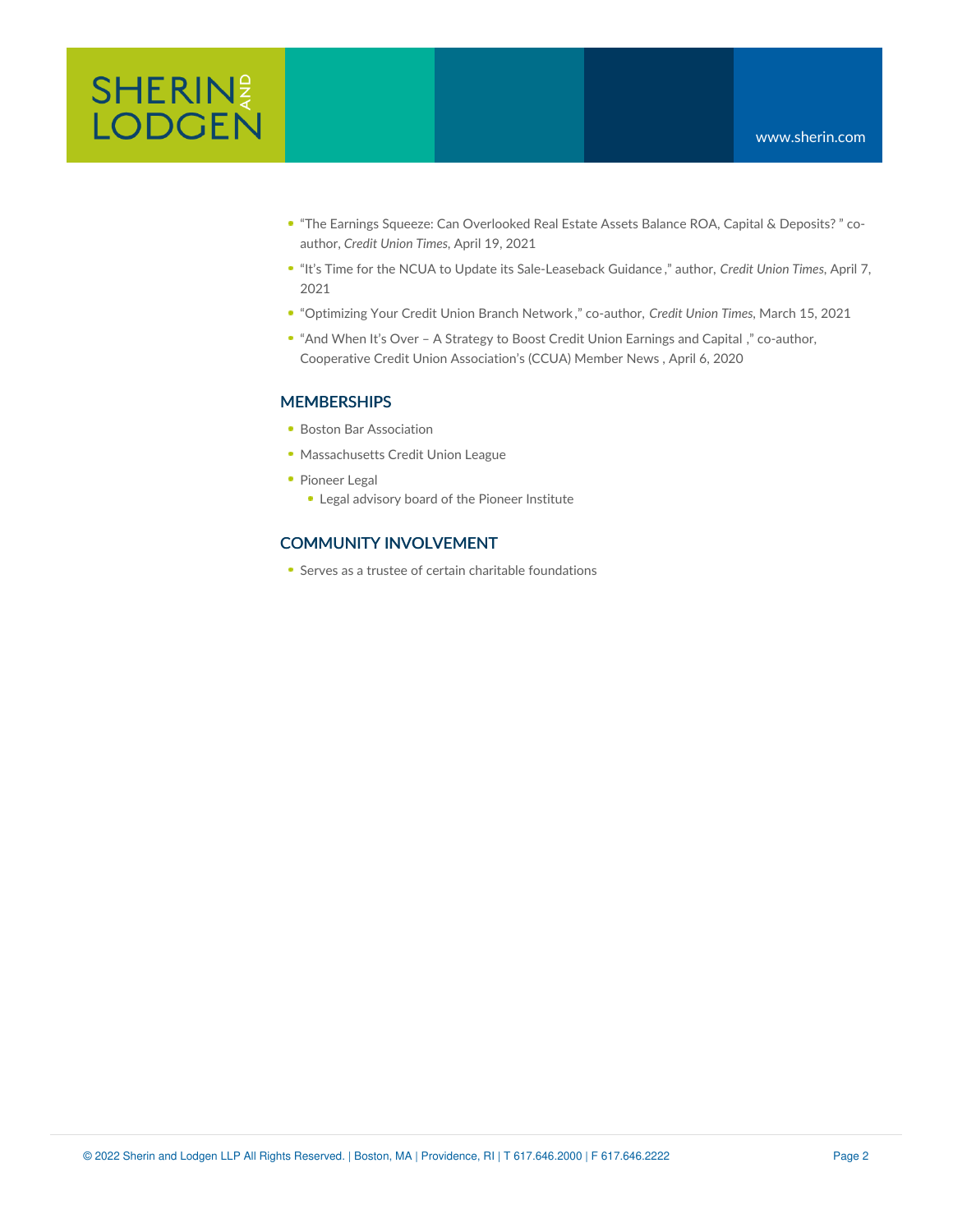- "The Earnings Squeeze: Can Overlooked Real Estate Assets Balance ROA, Capital & Deposits? " co-author, *Credit Union Times*, April 19, 2021
- "It's Time for the NCUA to Update its Sale-Leaseback Guidance," author, *Credit Union Times*, April 7, 2021
- "Optimizing Your Credit Union Branch Network," co-author, *Credit Union Times*, March 15, 2021
- "And When It's Over – A Strategy to Boost Credit Union Earnings and Capital," co-author, Cooperative Credit Union Association's (CCUA) Member News, April 6, 2020

## MEMBERSHIPS

- Boston Bar Association
- Massachusetts Credit Union League
- Pioneer Legal
  - Legal advisory board of the Pioneer Institute

## COMMUNITY INVOLVEMENT

- Serves as a trustee of certain charitable foundations